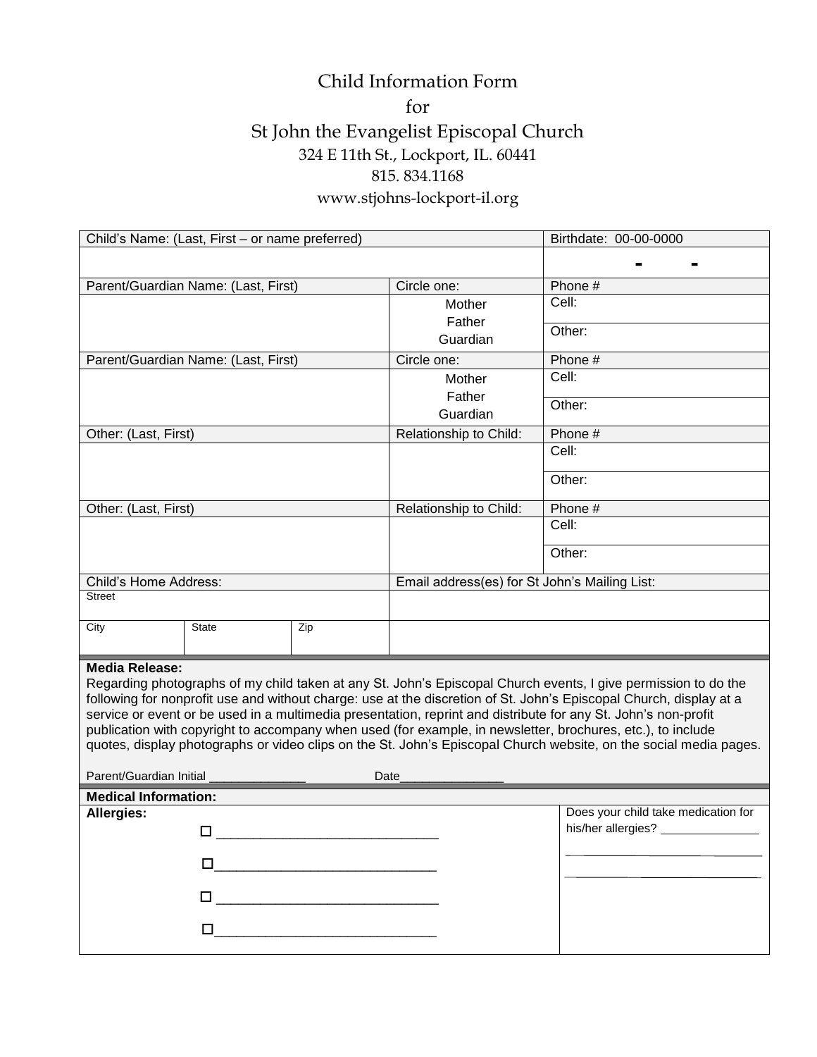# Child Information Form

for

# St John the Evangelist Episcopal Church

324 E 11th St., Lockport, IL. 60441

815. 834.1168

www.stjohns-lockport-il.org

| Child's Name: (Last, First – or name preferred) | | Birthdate: 00-00-0000 |
|---|---|---|
| | | - - |
| Parent/Guardian Name: (Last, First) | Circle one: | Phone # |
| | Mother<br>Father<br>Guardian | Cell:<br>Other: |
| Parent/Guardian Name: (Last, First) | Circle one: | Phone # |
| | Mother<br>Father<br>Guardian | Cell:<br>Other: |
| Other: (Last, First) | Relationship to Child: | Phone # |
| | | Cell:<br>Other: |
| Other: (Last, First) | Relationship to Child: | Phone # |
| | | Cell:<br>Other: |

| Child's Home Address: | | | Email address(es) for St John's Mailing List: |
|---|---|---|---|
| Street | | | |
| City | State | Zip | |

**Media Release:**

Regarding photographs of my child taken at any St. John's Episcopal Church events, I give permission to do the following for nonprofit use and without charge: use at the discretion of St. John's Episcopal Church, display at a service or event or be used in a multimedia presentation, reprint and distribute for any St. John's non-profit publication with copyright to accompany when used (for example, in newsletter, brochures, etc.), to include quotes, display photographs or video clips on the St. John's Episcopal Church website, on the social media pages.

Parent/Guardian Initial ______________ Date_______________

**Medical Information:**

| **Allergies:** | Does your child take medication for his/her allergies? _______________ |
|---|---|
| ☐ ______________________________<br>☐ ______________________________<br>☐ ______________________________<br>☐ ______________________________ | ______________________________<br>______________________________ |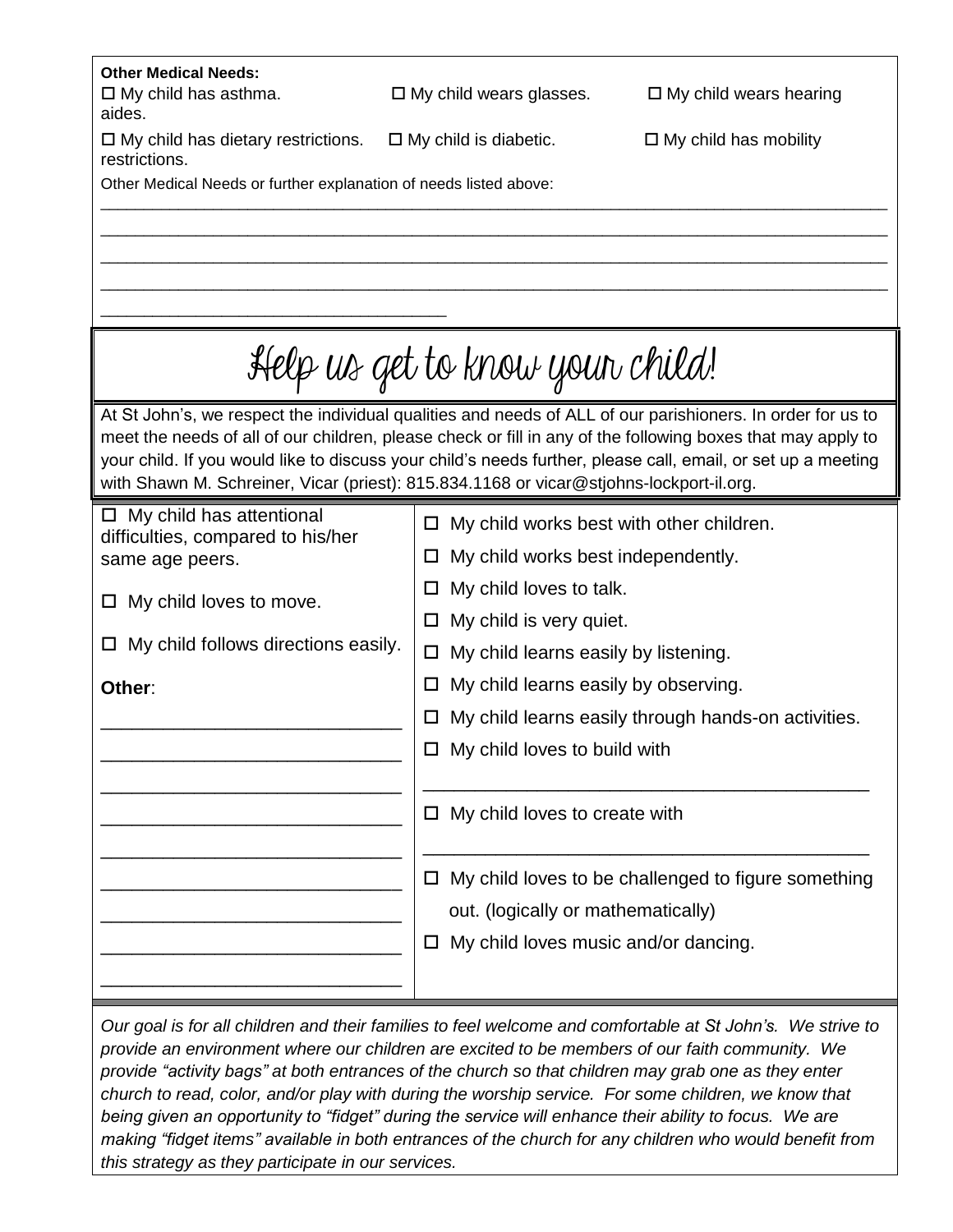**Other Medical Needs:**

☐ My child has asthma. ☐ My child wears glasses. ☐ My child wears hearing aides.

☐ My child has dietary restrictions. ☐ My child is diabetic. ☐ My child has mobility restrictions.

Other Medical Needs or further explanation of needs listed above:

_______________________________________________________________________________________

_______________________________________________________________________________________

_______________________________________________________________________________________

_______________________________________________________________________________________

______________________________________

# Help us get to know your child!

At St John's, we respect the individual qualities and needs of ALL of our parishioners. In order for us to meet the needs of all of our children, please check or fill in any of the following boxes that may apply to your child. If you would like to discuss your child's needs further, please call, email, or set up a meeting with Shawn M. Schreiner, Vicar (priest): 815.834.1168 or vicar@stjohns-lockport-il.org.

☐ My child has attentional difficulties, compared to his/her same age peers.

☐ My child loves to move.

☐ My child follows directions easily.

**Other**:

_________________________________

_________________________________

_________________________________

_________________________________

_________________________________

_________________________________

_________________________________

_________________________________

_________________________________

☐ My child works best with other children.

☐ My child works best independently.

☐ My child loves to talk.

☐ My child is very quiet.

☐ My child learns easily by listening.

☐ My child learns easily by observing.

☐ My child learns easily through hands-on activities.

☐ My child loves to build with

_____________________________________________

☐ My child loves to create with

_____________________________________________

☐ My child loves to be challenged to figure something out. (logically or mathematically)

☐ My child loves music and/or dancing.

*Our goal is for all children and their families to feel welcome and comfortable at St John's. We strive to provide an environment where our children are excited to be members of our faith community. We provide "activity bags" at both entrances of the church so that children may grab one as they enter church to read, color, and/or play with during the worship service. For some children, we know that being given an opportunity to "fidget" during the service will enhance their ability to focus. We are making "fidget items" available in both entrances of the church for any children who would benefit from this strategy as they participate in our services.*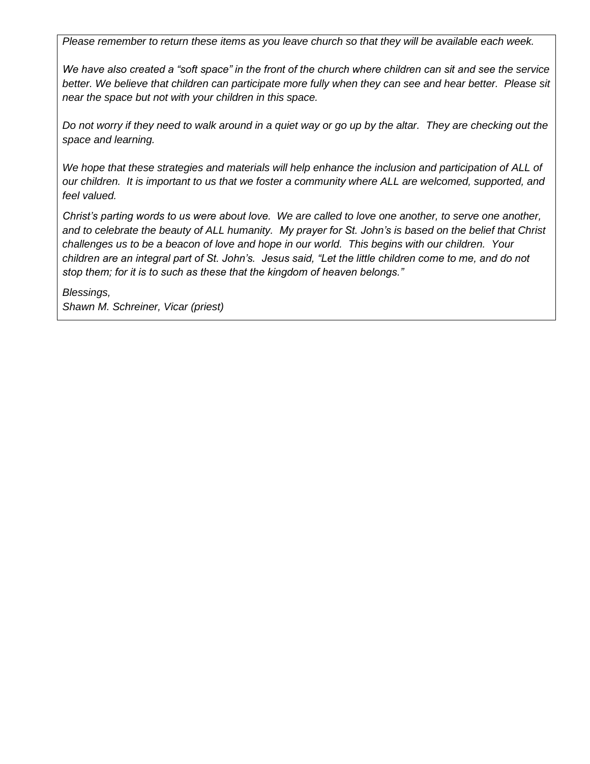*Please remember to return these items as you leave church so that they will be available each week.*

*We have also created a "soft space" in the front of the church where children can sit and see the service better. We believe that children can participate more fully when they can see and hear better. Please sit near the space but not with your children in this space.*

*Do not worry if they need to walk around in a quiet way or go up by the altar. They are checking out the space and learning.*

*We hope that these strategies and materials will help enhance the inclusion and participation of ALL of our children. It is important to us that we foster a community where ALL are welcomed, supported, and feel valued.*

*Christ's parting words to us were about love. We are called to love one another, to serve one another, and to celebrate the beauty of ALL humanity. My prayer for St. John's is based on the belief that Christ challenges us to be a beacon of love and hope in our world. This begins with our children. Your children are an integral part of St. John's. Jesus said, "Let the little children come to me, and do not stop them; for it is to such as these that the kingdom of heaven belongs."*

*Blessings,*
*Shawn M. Schreiner, Vicar (priest)*